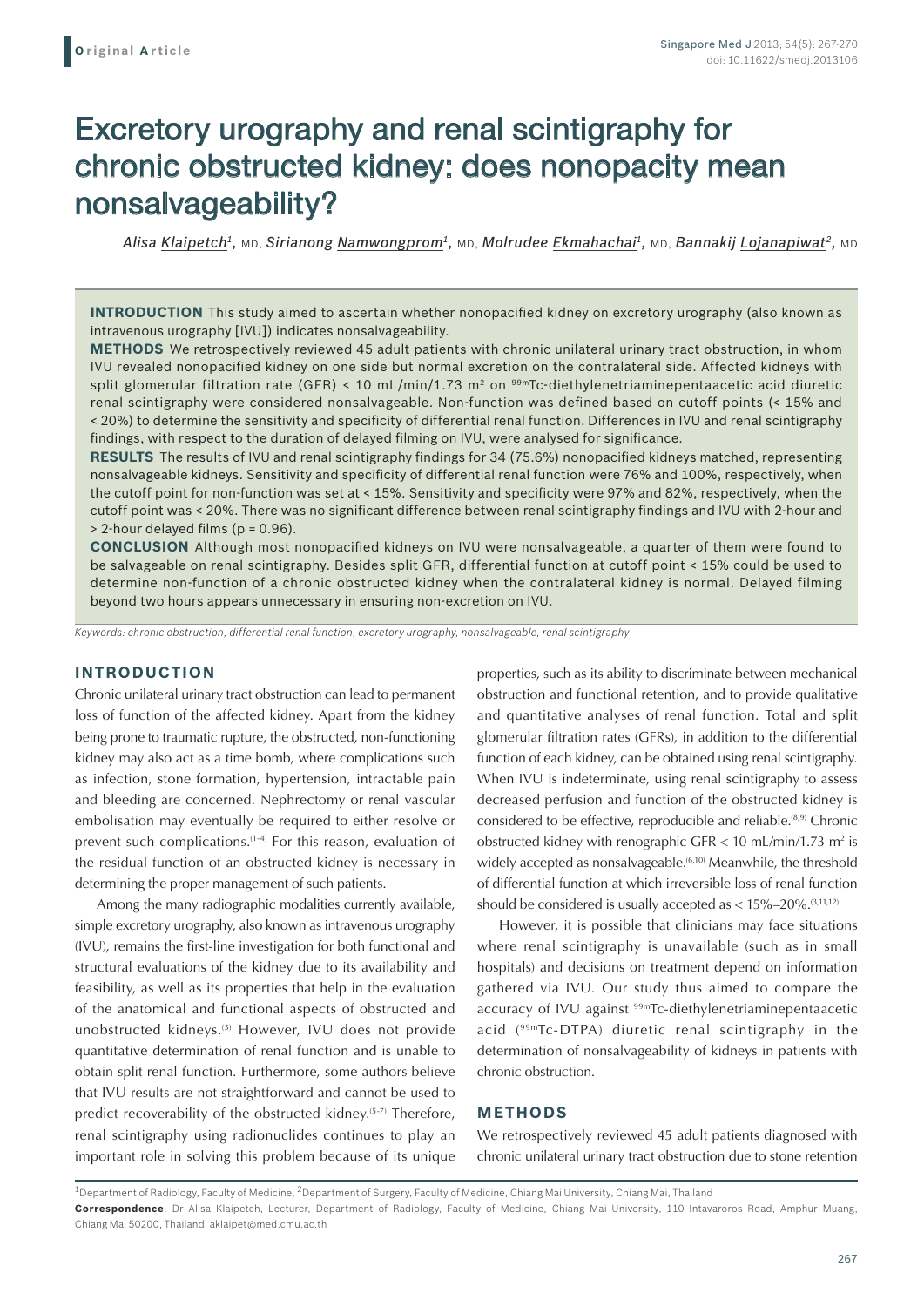Original Article

# Excretory urography and renal scintigraphy for chronic obstructed kidney: does nonopacity mean nonsalvageability?

*Alisa Klaipetch[1], MD, Sirianong Namwongprom[1], MD, Molrudee Ekmahachai[1], MD, Bannakij Lojanapiwat[2], MD*

**INTRODUCTION** This study aimed to ascertain whether nonopacified kidney on excretory urography (also known as intravenous urography [IVU]) indicates nonsalvageability.

**METHODS** We retrospectively reviewed 45 adult patients with chronic unilateral urinary tract obstruction, in whom IVU revealed nonopacified kidney on one side but normal excretion on the contralateral side. Affected kidneys with split glomerular filtration rate (GFR) < 10 mL/min/1.73 m$^2$ on $^{99m}$Tc-diethylenetriaminepentaacetic acid diuretic renal scintigraphy were considered nonsalvageable. Non-function was defined based on cutoff points (< 15% and < 20%) to determine the sensitivity and specificity of differential renal function. Differences in IVU and renal scintigraphy findings, with respect to the duration of delayed filming on IVU, were analysed for significance.

**RESULTS** The results of IVU and renal scintigraphy findings for 34 (75.6%) nonopacified kidneys matched, representing nonsalvageable kidneys. Sensitivity and specificity of differential renal function were 76% and 100%, respectively, when the cutoff point for non-function was set at < 15%. Sensitivity and specificity were 97% and 82%, respectively, when the cutoff point was < 20%. There was no significant difference between renal scintigraphy findings and IVU with 2-hour and > 2-hour delayed films ($p = 0.96$).

**CONCLUSION** Although most nonopacified kidneys on IVU were nonsalvageable, a quarter of them were found to be salvageable on renal scintigraphy. Besides split GFR, differential function at cutoff point < 15% could be used to determine non-function of a chronic obstructed kidney when the contralateral kidney is normal. Delayed filming beyond two hours appears unnecessary in ensuring non-excretion on IVU.

*Keywords: chronic obstruction, differential renal function, excretory urography, nonsalvageable, renal scintigraphy*

## INTRODUCTION

Chronic unilateral urinary tract obstruction can lead to permanent loss of function of the affected kidney. Apart from the kidney being prone to traumatic rupture, the obstructed, non-functioning kidney may also act as a time bomb, where complications such as infection, stone formation, hypertension, intractable pain and bleeding are concerned. Nephrectomy or renal vascular embolisation may eventually be required to either resolve or prevent such complications.[1-4] For this reason, evaluation of the residual function of an obstructed kidney is necessary in determining the proper management of such patients.

Among the many radiographic modalities currently available, simple excretory urography, also known as intravenous urography (IVU), remains the first-line investigation for both functional and structural evaluations of the kidney due to its availability and feasibility, as well as its properties that help in the evaluation of the anatomical and functional aspects of obstructed and unobstructed kidneys.[3] However, IVU does not provide quantitative determination of renal function and is unable to obtain split renal function. Furthermore, some authors believe that IVU results are not straightforward and cannot be used to predict recoverability of the obstructed kidney.[5-7] Therefore, renal scintigraphy using radionuclides continues to play an important role in solving this problem because of its unique properties, such as its ability to discriminate between mechanical obstruction and functional retention, and to provide qualitative and quantitative analyses of renal function. Total and split glomerular filtration rates (GFRs), in addition to the differential function of each kidney, can be obtained using renal scintigraphy. When IVU is indeterminate, using renal scintigraphy to assess decreased perfusion and function of the obstructed kidney is considered to be effective, reproducible and reliable.[8,9] Chronic obstructed kidney with renographic GFR < 10 mL/min/1.73 m$^2$ is widely accepted as nonsalvageable.[6,10] Meanwhile, the threshold of differential function at which irreversible loss of renal function should be considered is usually accepted as < 15%–20%.[3,11,12]

However, it is possible that clinicians may face situations where renal scintigraphy is unavailable (such as in small hospitals) and decisions on treatment depend on information gathered via IVU. Our study thus aimed to compare the accuracy of IVU against $^{99m}$Tc-diethylenetriaminepentaacetic acid ($^{99m}$Tc-DTPA) diuretic renal scintigraphy in the determination of nonsalvageability of kidneys in patients with chronic obstruction.

## METHODS

We retrospectively reviewed 45 adult patients diagnosed with chronic unilateral urinary tract obstruction due to stone retention

[1]Department of Radiology, Faculty of Medicine, [2]Department of Surgery, Faculty of Medicine, Chiang Mai University, Chiang Mai, Thailand

**Correspondence**: Dr Alisa Klaipetch, Lecturer, Department of Radiology, Faculty of Medicine, Chiang Mai University, 110 Intavaroros Road, Amphur Muang, Chiang Mai 50200, Thailand. aklaipet@med.cmu.ac.th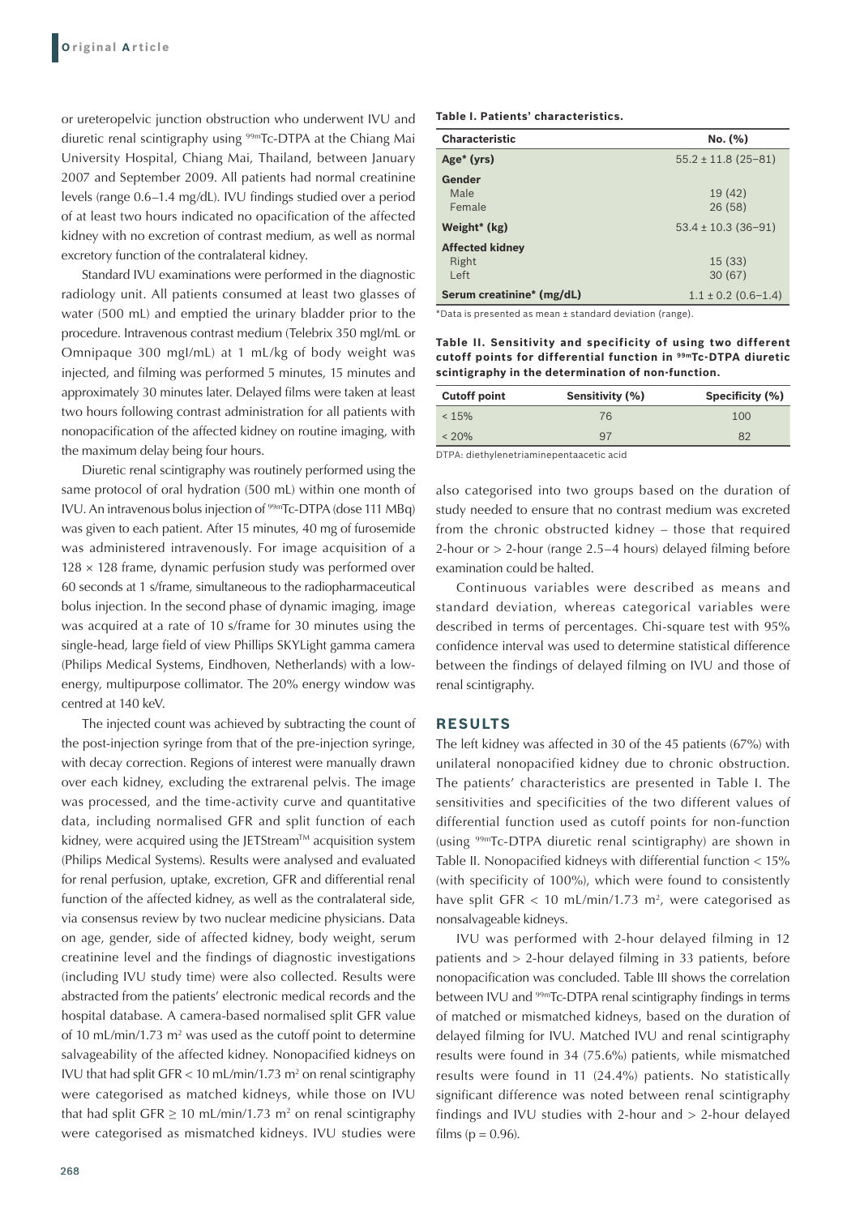or ureteropelvic junction obstruction who underwent IVU and diuretic renal scintigraphy using $^{99m}$Tc-DTPA at the Chiang Mai University Hospital, Chiang Mai, Thailand, between January 2007 and September 2009. All patients had normal creatinine levels (range 0.6–1.4 mg/dL). IVU findings studied over a period of at least two hours indicated no opacification of the affected kidney with no excretion of contrast medium, as well as normal excretory function of the contralateral kidney.

Standard IVU examinations were performed in the diagnostic radiology unit. All patients consumed at least two glasses of water (500 mL) and emptied the urinary bladder prior to the procedure. Intravenous contrast medium (Telebrix 350 mgI/mL or Omnipaque 300 mgI/mL) at 1 mL/kg of body weight was injected, and filming was performed 5 minutes, 15 minutes and approximately 30 minutes later. Delayed films were taken at least two hours following contrast administration for all patients with nonopacification of the affected kidney on routine imaging, with the maximum delay being four hours.

Diuretic renal scintigraphy was routinely performed using the same protocol of oral hydration (500 mL) within one month of IVU. An intravenous bolus injection of $^{99m}$Tc-DTPA (dose 111 MBq) was given to each patient. After 15 minutes, 40 mg of furosemide was administered intravenously. For image acquisition of a $128 \times 128$ frame, dynamic perfusion study was performed over 60 seconds at 1 s/frame, simultaneous to the radiopharmaceutical bolus injection. In the second phase of dynamic imaging, image was acquired at a rate of 10 s/frame for 30 minutes using the single-head, large field of view Phillips SKYLight gamma camera (Philips Medical Systems, Eindhoven, Netherlands) with a low-energy, multipurpose collimator. The 20% energy window was centred at 140 keV.

The injected count was achieved by subtracting the count of the post-injection syringe from that of the pre-injection syringe, with decay correction. Regions of interest were manually drawn over each kidney, excluding the extrarenal pelvis. The image was processed, and the time-activity curve and quantitative data, including normalised GFR and split function of each kidney, were acquired using the JETStream™ acquisition system (Philips Medical Systems). Results were analysed and evaluated for renal perfusion, uptake, excretion, GFR and differential renal function of the affected kidney, as well as the contralateral side, via consensus review by two nuclear medicine physicians. Data on age, gender, side of affected kidney, body weight, serum creatinine level and the findings of diagnostic investigations (including IVU study time) were also collected. Results were abstracted from the patients' electronic medical records and the hospital database. A camera-based normalised split GFR value of 10 mL/min/1.73 $m^2$ was used as the cutoff point to determine salvageability of the affected kidney. Nonopacified kidneys on IVU that had split GFR < 10 mL/min/1.73 $m^2$ on renal scintigraphy were categorised as matched kidneys, while those on IVU that had split GFR ≥ 10 mL/min/1.73 $m^2$ on renal scintigraphy were categorised as mismatched kidneys. IVU studies were also categorised into two groups based on the duration of study needed to ensure that no contrast medium was excreted from the chronic obstructed kidney – those that required 2-hour or > 2-hour (range 2.5–4 hours) delayed filming before examination could be halted.

Continuous variables were described as means and standard deviation, whereas categorical variables were described in terms of percentages. Chi-square test with 95% confidence interval was used to determine statistical difference between the findings of delayed filming on IVU and those of renal scintigraphy.

**Table I. Patients' characteristics.**

| Characteristic | No. (%) |
|---|---|
| **Age\* (yrs)** | 55.2 ± 11.8 (25–81) |
| **Gender** | |
| Male | 19 (42) |
| Female | 26 (58) |
| **Weight\* (kg)** | 53.4 ± 10.3 (36–91) |
| **Affected kidney** | |
| Right | 15 (33) |
| Left | 30 (67) |
| **Serum creatinine\* (mg/dL)** | 1.1 ± 0.2 (0.6–1.4) |

*Data is presented as mean ± standard deviation (range).

**Table II. Sensitivity and specificity of using two different cutoff points for differential function in $^{99m}$Tc-DTPA diuretic scintigraphy in the determination of non-function.**

| Cutoff point | Sensitivity (%) | Specificity (%) |
|---|---|---|
| < 15% | 76 | 100 |
| < 20% | 97 | 82 |

DTPA: diethylenetriaminepentaacetic acid

## RESULTS

The left kidney was affected in 30 of the 45 patients (67%) with unilateral nonopacified kidney due to chronic obstruction. The patients' characteristics are presented in Table I. The sensitivities and specificities of the two different values of differential function used as cutoff points for non-function (using $^{99m}$Tc-DTPA diuretic renal scintigraphy) are shown in Table II. Nonopacified kidneys with differential function < 15% (with specificity of 100%), which were found to consistently have split GFR < 10 mL/min/1.73 $m^2$, were categorised as nonsalvageable kidneys.

IVU was performed with 2-hour delayed filming in 12 patients and > 2-hour delayed filming in 33 patients, before nonopacification was concluded. Table III shows the correlation between IVU and $^{99m}$Tc-DTPA renal scintigraphy findings in terms of matched or mismatched kidneys, based on the duration of delayed filming for IVU. Matched IVU and renal scintigraphy results were found in 34 (75.6%) patients, while mismatched results were found in 11 (24.4%) patients. No statistically significant difference was noted between renal scintigraphy findings and IVU studies with 2-hour and > 2-hour delayed films ($p = 0.96$).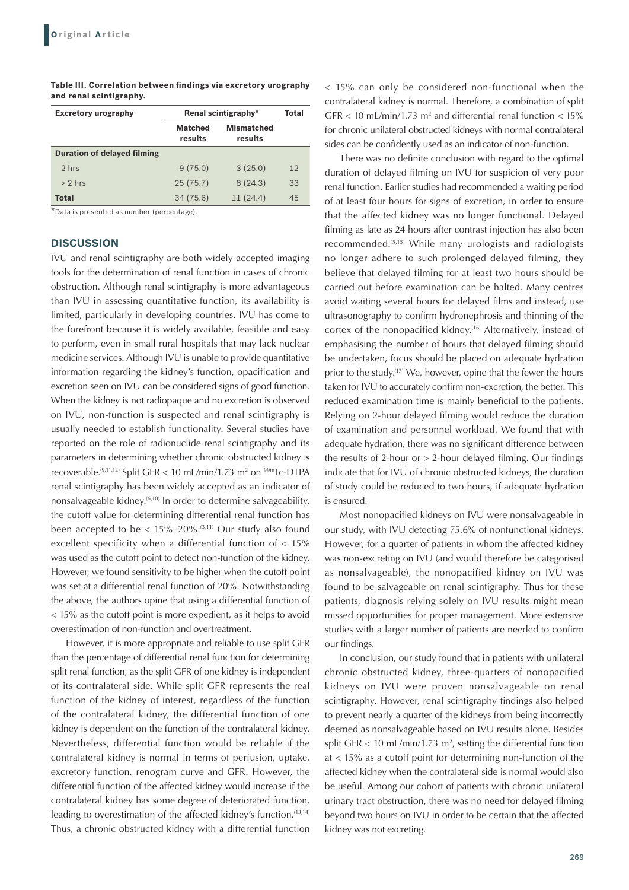**Table III. Correlation between findings via excretory urography and renal scintigraphy.**

| Excretory urography | Renal scintigraphy* | | Total |
|---|---|---|---|
| | Matched results | Mismatched results | |
| **Duration of delayed filming** | | | |
| 2 hrs | 9 (75.0) | 3 (25.0) | 12 |
| > 2 hrs | 25 (75.7) | 8 (24.3) | 33 |
| **Total** | 34 (75.6) | 11 (24.4) | 45 |

*Data is presented as number (percentage).

## DISCUSSION

IVU and renal scintigraphy are both widely accepted imaging tools for the determination of renal function in cases of chronic obstruction. Although renal scintigraphy is more advantageous than IVU in assessing quantitative function, its availability is limited, particularly in developing countries. IVU has come to the forefront because it is widely available, feasible and easy to perform, even in small rural hospitals that may lack nuclear medicine services. Although IVU is unable to provide quantitative information regarding the kidney's function, opacification and excretion seen on IVU can be considered signs of good function. When the kidney is not radiopaque and no excretion is observed on IVU, non-function is suspected and renal scintigraphy is usually needed to establish functionality. Several studies have reported on the role of radionuclide renal scintigraphy and its parameters in determining whether chronic obstructed kidney is recoverable.[9,11,12] Split GFR < 10 mL/min/1.73 m$^2$ on $^{99m}$Tc-DTPA renal scintigraphy has been widely accepted as an indicator of nonsalvageable kidney.[6,10] In order to determine salvageability, the cutoff value for determining differential renal function has been accepted to be < 15%–20%.[3,11] Our study also found excellent specificity when a differential function of < 15% was used as the cutoff point to detect non-function of the kidney. However, we found sensitivity to be higher when the cutoff point was set at a differential renal function of 20%. Notwithstanding the above, the authors opine that using a differential function of < 15% as the cutoff point is more expedient, as it helps to avoid overestimation of non-function and overtreatment.

However, it is more appropriate and reliable to use split GFR than the percentage of differential renal function for determining split renal function, as the split GFR of one kidney is independent of its contralateral side. While split GFR represents the real function of the kidney of interest, regardless of the function of the contralateral kidney, the differential function of one kidney is dependent on the function of the contralateral kidney. Nevertheless, differential function would be reliable if the contralateral kidney is normal in terms of perfusion, uptake, excretory function, renogram curve and GFR. However, the differential function of the affected kidney would increase if the contralateral kidney has some degree of deteriorated function, leading to overestimation of the affected kidney's function.[13,14] Thus, a chronic obstructed kidney with a differential function < 15% can only be considered non-functional when the contralateral kidney is normal. Therefore, a combination of split GFR < 10 mL/min/1.73 m$^2$ and differential renal function < 15% for chronic unilateral obstructed kidneys with normal contralateral sides can be confidently used as an indicator of non-function.

There was no definite conclusion with regard to the optimal duration of delayed filming on IVU for suspicion of very poor renal function. Earlier studies had recommended a waiting period of at least four hours for signs of excretion, in order to ensure that the affected kidney was no longer functional. Delayed filming as late as 24 hours after contrast injection has also been recommended.[5,15] While many urologists and radiologists no longer adhere to such prolonged delayed filming, they believe that delayed filming for at least two hours should be carried out before examination can be halted. Many centres avoid waiting several hours for delayed films and instead, use ultrasonography to confirm hydronephrosis and thinning of the cortex of the nonopacified kidney.[16] Alternatively, instead of emphasising the number of hours that delayed filming should be undertaken, focus should be placed on adequate hydration prior to the study.[17] We, however, opine that the fewer the hours taken for IVU to accurately confirm non-excretion, the better. This reduced examination time is mainly beneficial to the patients. Relying on 2-hour delayed filming would reduce the duration of examination and personnel workload. We found that with adequate hydration, there was no significant difference between the results of 2-hour or > 2-hour delayed filming. Our findings indicate that for IVU of chronic obstructed kidneys, the duration of study could be reduced to two hours, if adequate hydration is ensured.

Most nonopacified kidneys on IVU were nonsalvageable in our study, with IVU detecting 75.6% of nonfunctional kidneys. However, for a quarter of patients in whom the affected kidney was non-excreting on IVU (and would therefore be categorised as nonsalvageable), the nonopacified kidney on IVU was found to be salvageable on renal scintigraphy. Thus for these patients, diagnosis relying solely on IVU results might mean missed opportunities for proper management. More extensive studies with a larger number of patients are needed to confirm our findings.

In conclusion, our study found that in patients with unilateral chronic obstructed kidney, three-quarters of nonopacified kidneys on IVU were proven nonsalvageable on renal scintigraphy. However, renal scintigraphy findings also helped to prevent nearly a quarter of the kidneys from being incorrectly deemed as nonsalvageable based on IVU results alone. Besides split GFR < 10 mL/min/1.73 m$^2$, setting the differential function at < 15% as a cutoff point for determining non-function of the affected kidney when the contralateral side is normal would also be useful. Among our cohort of patients with chronic unilateral urinary tract obstruction, there was no need for delayed filming beyond two hours on IVU in order to be certain that the affected kidney was not excreting.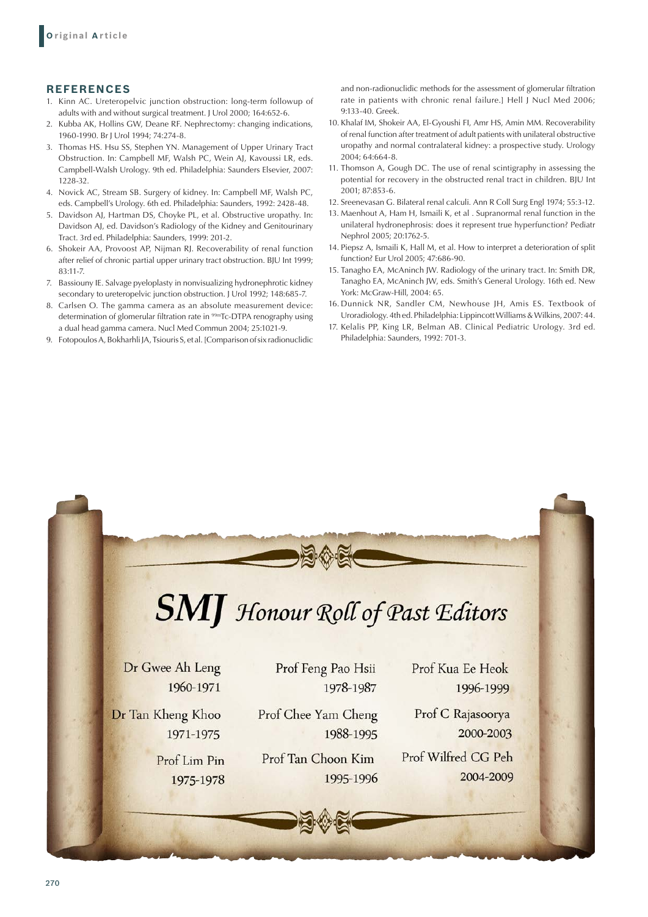## REFERENCES

1. Kinn AC. Ureteropelvic junction obstruction: long-term followup of adults with and without surgical treatment. J Urol 2000; 164:652-6.
2. Kubba AK, Hollins GW, Deane RF. Nephrectomy: changing indications, 1960-1990. Br J Urol 1994; 74:274-8.
3. Thomas HS. Hsu SS, Stephen YN. Management of Upper Urinary Tract Obstruction. In: Campbell MF, Walsh PC, Wein AJ, Kavoussi LR, eds. Campbell-Walsh Urology. 9th ed. Philadelphia: Saunders Elsevier, 2007: 1228-32.
4. Novick AC, Stream SB. Surgery of kidney. In: Campbell MF, Walsh PC, eds. Campbell's Urology. 6th ed. Philadelphia: Saunders, 1992: 2428-48.
5. Davidson AJ, Hartman DS, Choyke PL, et al. Obstructive uropathy. In: Davidson AJ, ed. Davidson's Radiology of the Kidney and Genitourinary Tract. 3rd ed. Philadelphia: Saunders, 1999: 201-2.
6. Shokeir AA, Provoost AP, Nijman RJ. Recoverability of renal function after relief of chronic partial upper urinary tract obstruction. BJU Int 1999; 83:11-7.
7. Bassiouny IE. Salvage pyeloplasty in nonvisualizing hydronephrotic kidney secondary to ureteropelvic junction obstruction. J Urol 1992; 148:685-7.
8. Carlsen O. The gamma camera as an absolute measurement device: determination of glomerular filtration rate in $^{99m}$Tc-DTPA renography using a dual head gamma camera. Nucl Med Commun 2004; 25:1021-9.
9. Fotopoulos A, Bokharhli JA, Tsiouris S, et al. [Comparison of six radionuclidic and non-radionuclidic methods for the assessment of glomerular filtration rate in patients with chronic renal failure.] Hell J Nucl Med 2006; 9:133-40. Greek.
10. Khalaf IM, Shokeir AA, El-Gyoushi FI, Amr HS, Amin MM. Recoverability of renal function after treatment of adult patients with unilateral obstructive uropathy and normal contralateral kidney: a prospective study. Urology 2004; 64:664-8.
11. Thomson A, Gough DC. The use of renal scintigraphy in assessing the potential for recovery in the obstructed renal tract in children. BJU Int 2001; 87:853-6.
12. Sreenevasan G. Bilateral renal calculi. Ann R Coll Surg Engl 1974; 55:3-12.
13. Maenhout A, Ham H, Ismaili K, et al . Supranormal renal function in the unilateral hydronephrosis: does it represent true hyperfunction? Pediatr Nephrol 2005; 20:1762-5.
14. Piepsz A, Ismaili K, Hall M, et al. How to interpret a deterioration of split function? Eur Urol 2005; 47:686-90.
15. Tanagho EA, McAninch JW. Radiology of the urinary tract. In: Smith DR, Tanagho EA, McAninch JW, eds. Smith's General Urology. 16th ed. New York: McGraw-Hill, 2004: 65.
16. Dunnick NR, Sandler CM, Newhouse JH, Amis ES. Textbook of Uroradiology. 4th ed. Philadelphia: Lippincott Williams & Wilkins, 2007: 44.
17. Kelalis PP, King LR, Belman AB. Clinical Pediatric Urology. 3rd ed. Philadelphia: Saunders, 1992: 701-3.

## SMJ Honour Roll of Past Editors

Dr Gwee Ah Leng
1960-1971

Dr Tan Kheng Khoo
1971-1975

Prof Lim Pin
1975-1978

Prof Feng Pao Hsii
1978-1987

Prof Chee Yam Cheng
1988-1995

Prof Tan Choon Kim
1995-1996

Prof Kua Ee Heok
1996-1999

Prof C Rajasoorya
2000-2003

Prof Wilfred CG Peh
2004-2009